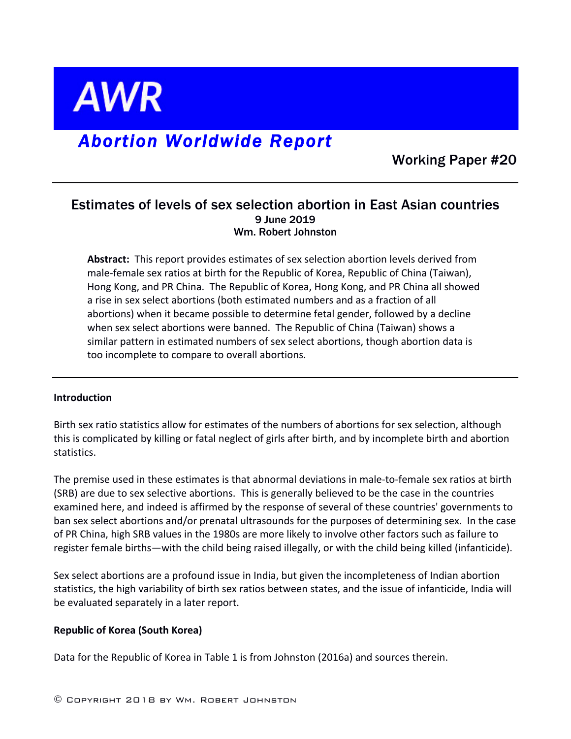# AWR

## *Abortion Worldwide Report*

Working Paper #20

---

## Estimates of levels of sex selection abortion in East Asian countries

9 June 2019

Wm. Robert Johnston

**Abstract:** This report provides estimates of sex selection abortion levels derived from male-female sex ratios at birth for the Republic of Korea, Republic of China (Taiwan), Hong Kong, and PR China. The Republic of Korea, Hong Kong, and PR China all showed a rise in sex select abortions (both estimated numbers and as a fraction of all abortions) when it became possible to determine fetal gender, followed by a decline when sex select abortions were banned. The Republic of China (Taiwan) shows a similar pattern in estimated numbers of sex select abortions, though abortion data is too incomplete to compare to overall abortions.

---

**Introduction**

Birth sex ratio statistics allow for estimates of the numbers of abortions for sex selection, although this is complicated by killing or fatal neglect of girls after birth, and by incomplete birth and abortion statistics.

The premise used in these estimates is that abnormal deviations in male-to-female sex ratios at birth (SRB) are due to sex selective abortions. This is generally believed to be the case in the countries examined here, and indeed is affirmed by the response of several of these countries' governments to ban sex select abortions and/or prenatal ultrasounds for the purposes of determining sex. In the case of PR China, high SRB values in the 1980s are more likely to involve other factors such as failure to register female births—with the child being raised illegally, or with the child being killed (infanticide).

Sex select abortions are a profound issue in India, but given the incompleteness of Indian abortion statistics, the high variability of birth sex ratios between states, and the issue of infanticide, India will be evaluated separately in a later report.

**Republic of Korea (South Korea)**

Data for the Republic of Korea in Table 1 is from Johnston (2016a) and sources therein.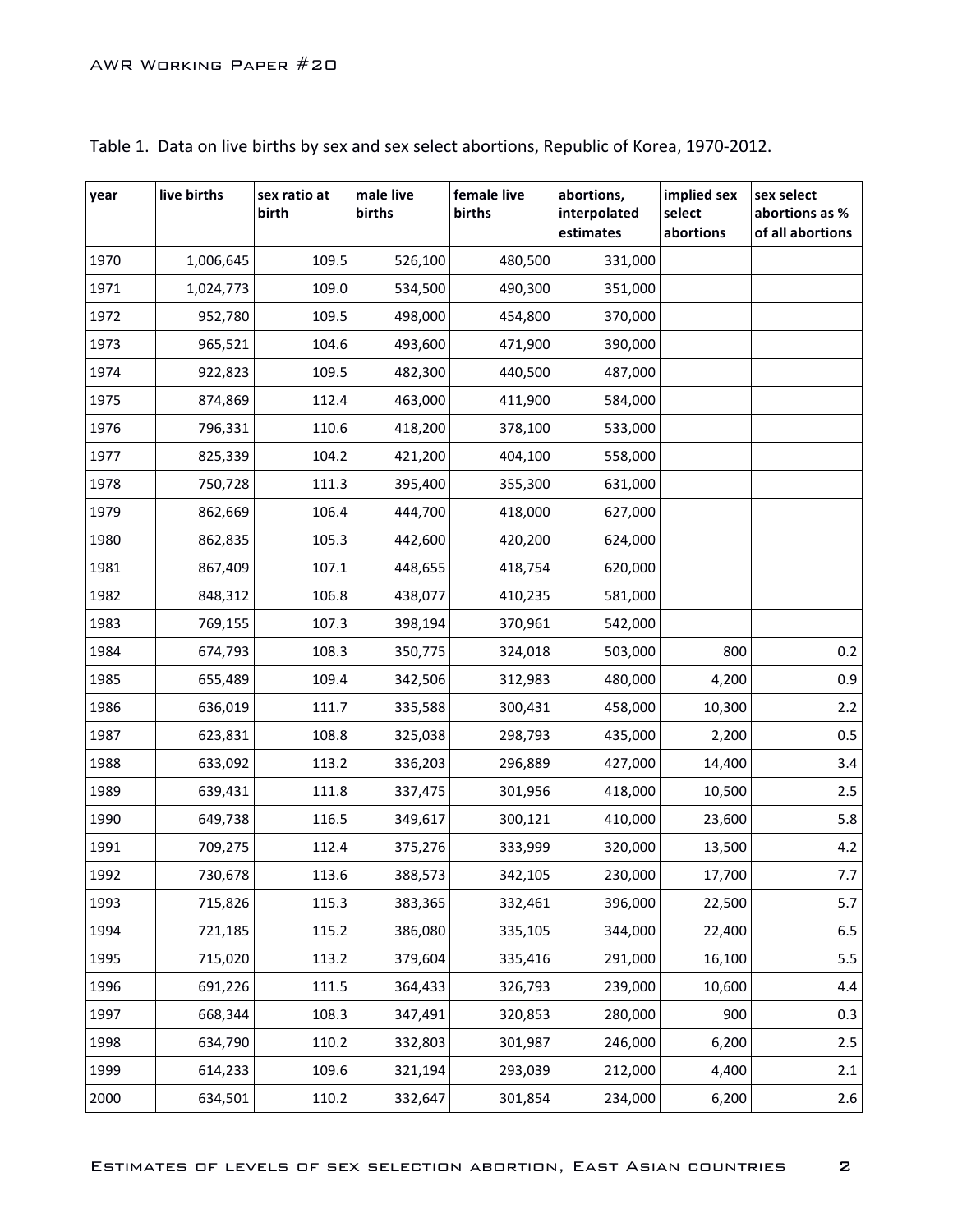Table 1. Data on live births by sex and sex select abortions, Republic of Korea, 1970-2012.

| year | live births | sex ratio at birth | male live births | female live births | abortions, interpolated estimates | implied sex select abortions | sex select abortions as % of all abortions |
|---|---|---|---|---|---|---|---|
| 1970 | 1,006,645 | 109.5 | 526,100 | 480,500 | 331,000 | | |
| 1971 | 1,024,773 | 109.0 | 534,500 | 490,300 | 351,000 | | |
| 1972 | 952,780 | 109.5 | 498,000 | 454,800 | 370,000 | | |
| 1973 | 965,521 | 104.6 | 493,600 | 471,900 | 390,000 | | |
| 1974 | 922,823 | 109.5 | 482,300 | 440,500 | 487,000 | | |
| 1975 | 874,869 | 112.4 | 463,000 | 411,900 | 584,000 | | |
| 1976 | 796,331 | 110.6 | 418,200 | 378,100 | 533,000 | | |
| 1977 | 825,339 | 104.2 | 421,200 | 404,100 | 558,000 | | |
| 1978 | 750,728 | 111.3 | 395,400 | 355,300 | 631,000 | | |
| 1979 | 862,669 | 106.4 | 444,700 | 418,000 | 627,000 | | |
| 1980 | 862,835 | 105.3 | 442,600 | 420,200 | 624,000 | | |
| 1981 | 867,409 | 107.1 | 448,655 | 418,754 | 620,000 | | |
| 1982 | 848,312 | 106.8 | 438,077 | 410,235 | 581,000 | | |
| 1983 | 769,155 | 107.3 | 398,194 | 370,961 | 542,000 | | |
| 1984 | 674,793 | 108.3 | 350,775 | 324,018 | 503,000 | 800 | 0.2 |
| 1985 | 655,489 | 109.4 | 342,506 | 312,983 | 480,000 | 4,200 | 0.9 |
| 1986 | 636,019 | 111.7 | 335,588 | 300,431 | 458,000 | 10,300 | 2.2 |
| 1987 | 623,831 | 108.8 | 325,038 | 298,793 | 435,000 | 2,200 | 0.5 |
| 1988 | 633,092 | 113.2 | 336,203 | 296,889 | 427,000 | 14,400 | 3.4 |
| 1989 | 639,431 | 111.8 | 337,475 | 301,956 | 418,000 | 10,500 | 2.5 |
| 1990 | 649,738 | 116.5 | 349,617 | 300,121 | 410,000 | 23,600 | 5.8 |
| 1991 | 709,275 | 112.4 | 375,276 | 333,999 | 320,000 | 13,500 | 4.2 |
| 1992 | 730,678 | 113.6 | 388,573 | 342,105 | 230,000 | 17,700 | 7.7 |
| 1993 | 715,826 | 115.3 | 383,365 | 332,461 | 396,000 | 22,500 | 5.7 |
| 1994 | 721,185 | 115.2 | 386,080 | 335,105 | 344,000 | 22,400 | 6.5 |
| 1995 | 715,020 | 113.2 | 379,604 | 335,416 | 291,000 | 16,100 | 5.5 |
| 1996 | 691,226 | 111.5 | 364,433 | 326,793 | 239,000 | 10,600 | 4.4 |
| 1997 | 668,344 | 108.3 | 347,491 | 320,853 | 280,000 | 900 | 0.3 |
| 1998 | 634,790 | 110.2 | 332,803 | 301,987 | 246,000 | 6,200 | 2.5 |
| 1999 | 614,233 | 109.6 | 321,194 | 293,039 | 212,000 | 4,400 | 2.1 |
| 2000 | 634,501 | 110.2 | 332,647 | 301,854 | 234,000 | 6,200 | 2.6 |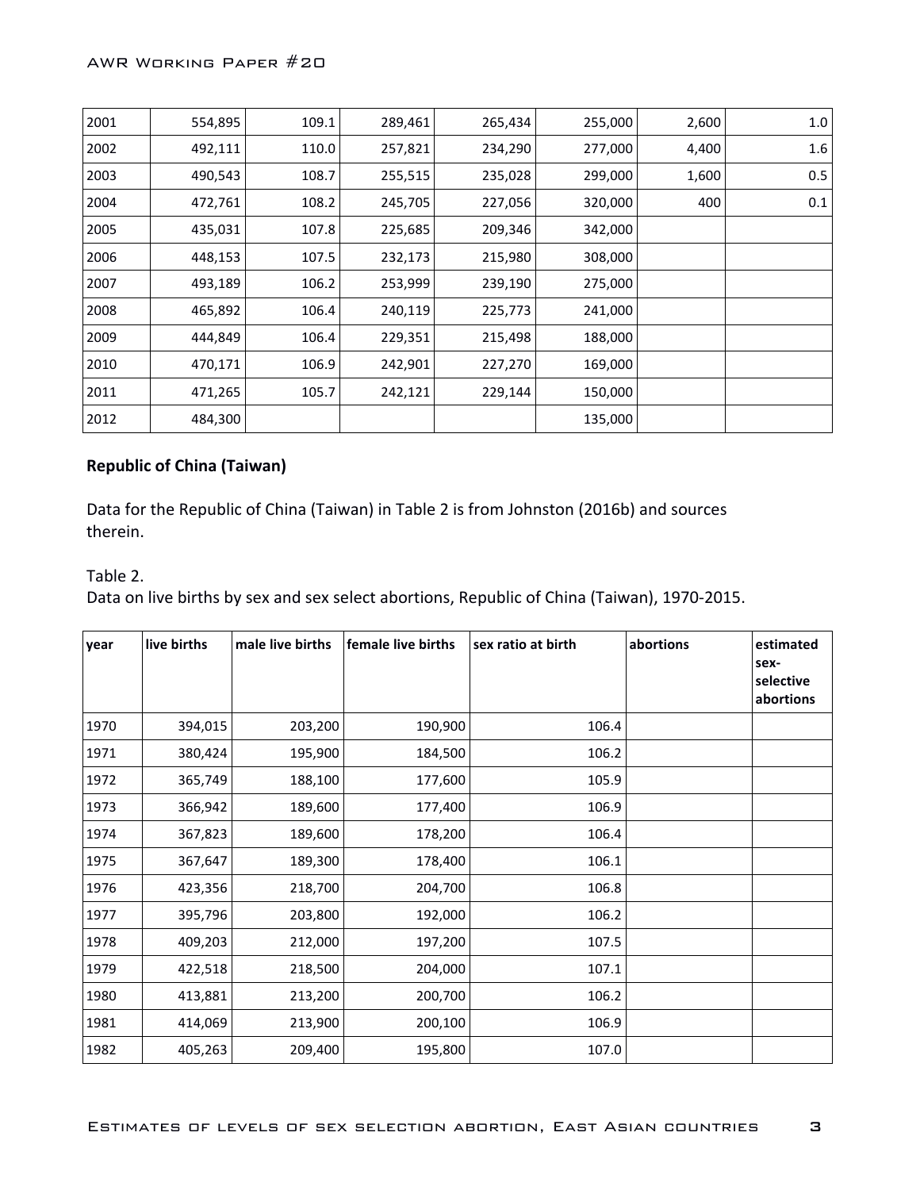| | | | | | | | |
|---|---|---|---|---|---|---|---|
| 2001 | 554,895 | 109.1 | 289,461 | 265,434 | 255,000 | 2,600 | 1.0 |
| 2002 | 492,111 | 110.0 | 257,821 | 234,290 | 277,000 | 4,400 | 1.6 |
| 2003 | 490,543 | 108.7 | 255,515 | 235,028 | 299,000 | 1,600 | 0.5 |
| 2004 | 472,761 | 108.2 | 245,705 | 227,056 | 320,000 | 400 | 0.1 |
| 2005 | 435,031 | 107.8 | 225,685 | 209,346 | 342,000 | | |
| 2006 | 448,153 | 107.5 | 232,173 | 215,980 | 308,000 | | |
| 2007 | 493,189 | 106.2 | 253,999 | 239,190 | 275,000 | | |
| 2008 | 465,892 | 106.4 | 240,119 | 225,773 | 241,000 | | |
| 2009 | 444,849 | 106.4 | 229,351 | 215,498 | 188,000 | | |
| 2010 | 470,171 | 106.9 | 242,901 | 227,270 | 169,000 | | |
| 2011 | 471,265 | 105.7 | 242,121 | 229,144 | 150,000 | | |
| 2012 | 484,300 | | | | 135,000 | | |

**Republic of China (Taiwan)**

Data for the Republic of China (Taiwan) in Table 2 is from Johnston (2016b) and sources therein.

Table 2.
Data on live births by sex and sex select abortions, Republic of China (Taiwan), 1970-2015.

| year | live births | male live births | female live births | sex ratio at birth | abortions | estimated sex-selective abortions |
|---|---|---|---|---|---|---|
| 1970 | 394,015 | 203,200 | 190,900 | 106.4 | | |
| 1971 | 380,424 | 195,900 | 184,500 | 106.2 | | |
| 1972 | 365,749 | 188,100 | 177,600 | 105.9 | | |
| 1973 | 366,942 | 189,600 | 177,400 | 106.9 | | |
| 1974 | 367,823 | 189,600 | 178,200 | 106.4 | | |
| 1975 | 367,647 | 189,300 | 178,400 | 106.1 | | |
| 1976 | 423,356 | 218,700 | 204,700 | 106.8 | | |
| 1977 | 395,796 | 203,800 | 192,000 | 106.2 | | |
| 1978 | 409,203 | 212,000 | 197,200 | 107.5 | | |
| 1979 | 422,518 | 218,500 | 204,000 | 107.1 | | |
| 1980 | 413,881 | 213,200 | 200,700 | 106.2 | | |
| 1981 | 414,069 | 213,900 | 200,100 | 106.9 | | |
| 1982 | 405,263 | 209,400 | 195,800 | 107.0 | | |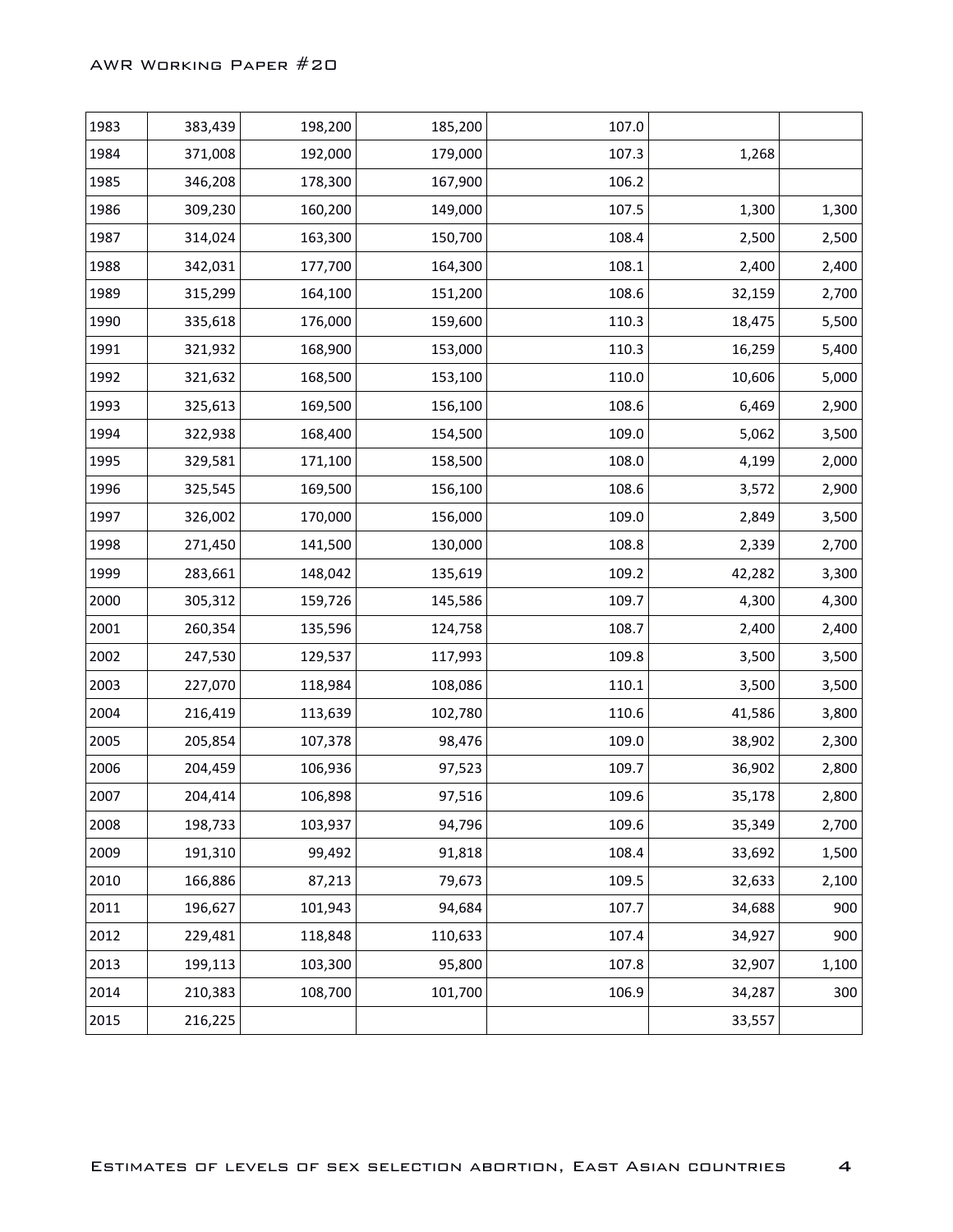| 1983 | 383,439 | 198,200 | 185,200 | 107.0 | | |
|---|---|---|---|---|---|---|
| 1984 | 371,008 | 192,000 | 179,000 | 107.3 | 1,268 | |
| 1985 | 346,208 | 178,300 | 167,900 | 106.2 | | |
| 1986 | 309,230 | 160,200 | 149,000 | 107.5 | 1,300 | 1,300 |
| 1987 | 314,024 | 163,300 | 150,700 | 108.4 | 2,500 | 2,500 |
| 1988 | 342,031 | 177,700 | 164,300 | 108.1 | 2,400 | 2,400 |
| 1989 | 315,299 | 164,100 | 151,200 | 108.6 | 32,159 | 2,700 |
| 1990 | 335,618 | 176,000 | 159,600 | 110.3 | 18,475 | 5,500 |
| 1991 | 321,932 | 168,900 | 153,000 | 110.3 | 16,259 | 5,400 |
| 1992 | 321,632 | 168,500 | 153,100 | 110.0 | 10,606 | 5,000 |
| 1993 | 325,613 | 169,500 | 156,100 | 108.6 | 6,469 | 2,900 |
| 1994 | 322,938 | 168,400 | 154,500 | 109.0 | 5,062 | 3,500 |
| 1995 | 329,581 | 171,100 | 158,500 | 108.0 | 4,199 | 2,000 |
| 1996 | 325,545 | 169,500 | 156,100 | 108.6 | 3,572 | 2,900 |
| 1997 | 326,002 | 170,000 | 156,000 | 109.0 | 2,849 | 3,500 |
| 1998 | 271,450 | 141,500 | 130,000 | 108.8 | 2,339 | 2,700 |
| 1999 | 283,661 | 148,042 | 135,619 | 109.2 | 42,282 | 3,300 |
| 2000 | 305,312 | 159,726 | 145,586 | 109.7 | 4,300 | 4,300 |
| 2001 | 260,354 | 135,596 | 124,758 | 108.7 | 2,400 | 2,400 |
| 2002 | 247,530 | 129,537 | 117,993 | 109.8 | 3,500 | 3,500 |
| 2003 | 227,070 | 118,984 | 108,086 | 110.1 | 3,500 | 3,500 |
| 2004 | 216,419 | 113,639 | 102,780 | 110.6 | 41,586 | 3,800 |
| 2005 | 205,854 | 107,378 | 98,476 | 109.0 | 38,902 | 2,300 |
| 2006 | 204,459 | 106,936 | 97,523 | 109.7 | 36,902 | 2,800 |
| 2007 | 204,414 | 106,898 | 97,516 | 109.6 | 35,178 | 2,800 |
| 2008 | 198,733 | 103,937 | 94,796 | 109.6 | 35,349 | 2,700 |
| 2009 | 191,310 | 99,492 | 91,818 | 108.4 | 33,692 | 1,500 |
| 2010 | 166,886 | 87,213 | 79,673 | 109.5 | 32,633 | 2,100 |
| 2011 | 196,627 | 101,943 | 94,684 | 107.7 | 34,688 | 900 |
| 2012 | 229,481 | 118,848 | 110,633 | 107.4 | 34,927 | 900 |
| 2013 | 199,113 | 103,300 | 95,800 | 107.8 | 32,907 | 1,100 |
| 2014 | 210,383 | 108,700 | 101,700 | 106.9 | 34,287 | 300 |
| 2015 | 216,225 | | | | 33,557 | |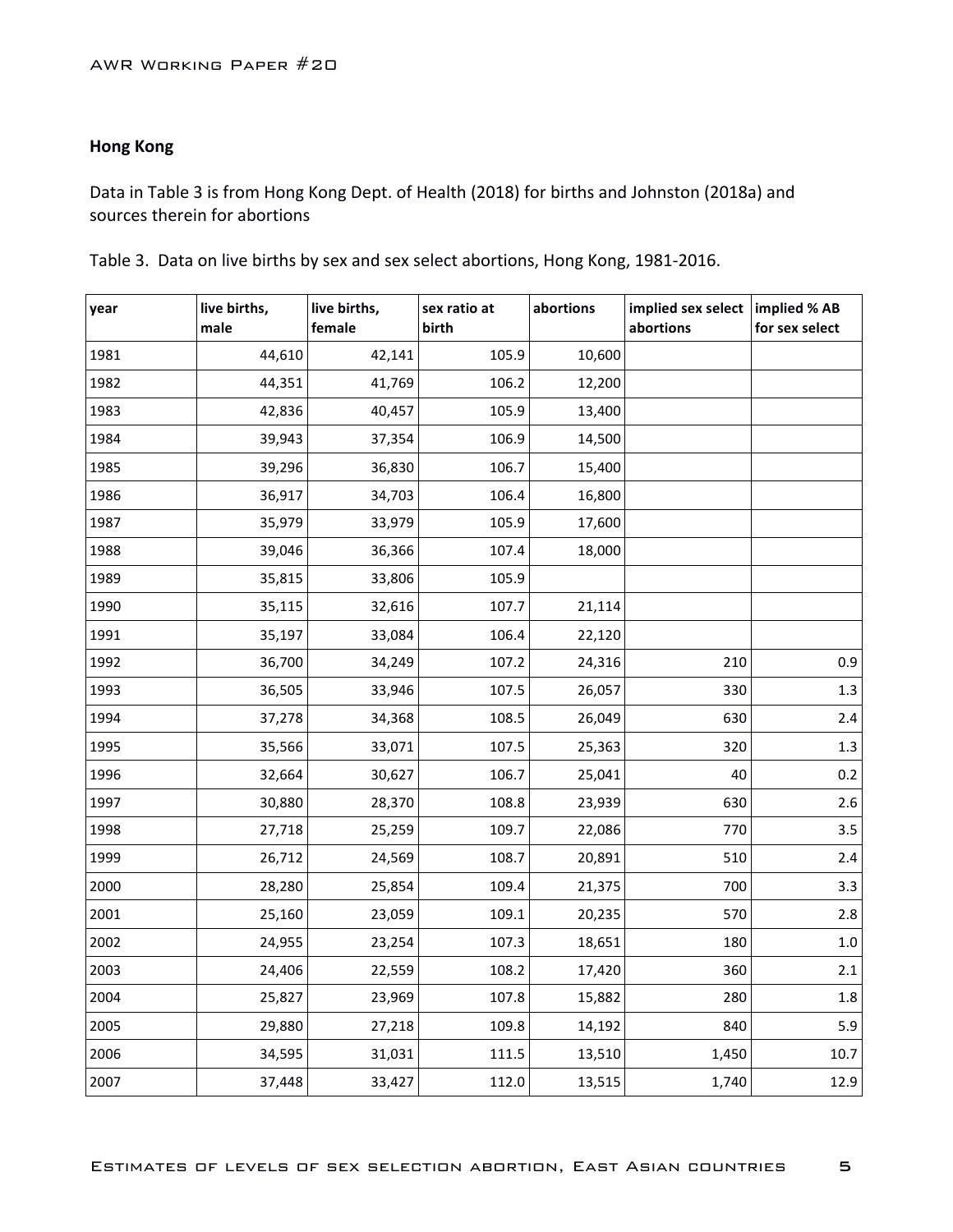## Hong Kong

Data in Table 3 is from Hong Kong Dept. of Health (2018) for births and Johnston (2018a) and sources therein for abortions

Table 3. Data on live births by sex and sex select abortions, Hong Kong, 1981-2016.

| year | live births, male | live births, female | sex ratio at birth | abortions | implied sex select abortions | implied % AB for sex select |
|---|---|---|---|---|---|---|
| 1981 | 44,610 | 42,141 | 105.9 | 10,600 | | |
| 1982 | 44,351 | 41,769 | 106.2 | 12,200 | | |
| 1983 | 42,836 | 40,457 | 105.9 | 13,400 | | |
| 1984 | 39,943 | 37,354 | 106.9 | 14,500 | | |
| 1985 | 39,296 | 36,830 | 106.7 | 15,400 | | |
| 1986 | 36,917 | 34,703 | 106.4 | 16,800 | | |
| 1987 | 35,979 | 33,979 | 105.9 | 17,600 | | |
| 1988 | 39,046 | 36,366 | 107.4 | 18,000 | | |
| 1989 | 35,815 | 33,806 | 105.9 | | | |
| 1990 | 35,115 | 32,616 | 107.7 | 21,114 | | |
| 1991 | 35,197 | 33,084 | 106.4 | 22,120 | | |
| 1992 | 36,700 | 34,249 | 107.2 | 24,316 | 210 | 0.9 |
| 1993 | 36,505 | 33,946 | 107.5 | 26,057 | 330 | 1.3 |
| 1994 | 37,278 | 34,368 | 108.5 | 26,049 | 630 | 2.4 |
| 1995 | 35,566 | 33,071 | 107.5 | 25,363 | 320 | 1.3 |
| 1996 | 32,664 | 30,627 | 106.7 | 25,041 | 40 | 0.2 |
| 1997 | 30,880 | 28,370 | 108.8 | 23,939 | 630 | 2.6 |
| 1998 | 27,718 | 25,259 | 109.7 | 22,086 | 770 | 3.5 |
| 1999 | 26,712 | 24,569 | 108.7 | 20,891 | 510 | 2.4 |
| 2000 | 28,280 | 25,854 | 109.4 | 21,375 | 700 | 3.3 |
| 2001 | 25,160 | 23,059 | 109.1 | 20,235 | 570 | 2.8 |
| 2002 | 24,955 | 23,254 | 107.3 | 18,651 | 180 | 1.0 |
| 2003 | 24,406 | 22,559 | 108.2 | 17,420 | 360 | 2.1 |
| 2004 | 25,827 | 23,969 | 107.8 | 15,882 | 280 | 1.8 |
| 2005 | 29,880 | 27,218 | 109.8 | 14,192 | 840 | 5.9 |
| 2006 | 34,595 | 31,031 | 111.5 | 13,510 | 1,450 | 10.7 |
| 2007 | 37,448 | 33,427 | 112.0 | 13,515 | 1,740 | 12.9 |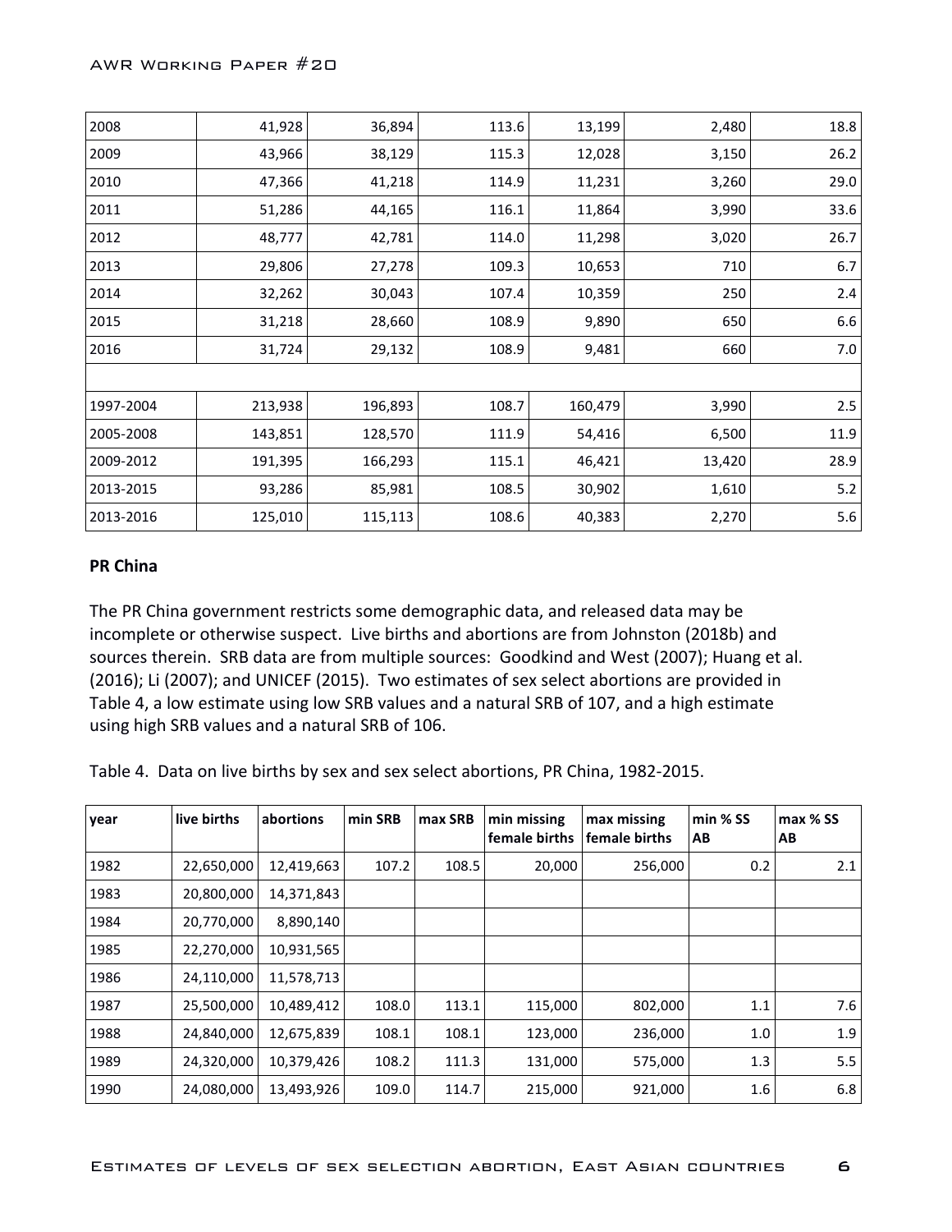| | | | | | | |
|---|---|---|---|---|---|---|
| 2008 | 41,928 | 36,894 | 113.6 | 13,199 | 2,480 | 18.8 |
| 2009 | 43,966 | 38,129 | 115.3 | 12,028 | 3,150 | 26.2 |
| 2010 | 47,366 | 41,218 | 114.9 | 11,231 | 3,260 | 29.0 |
| 2011 | 51,286 | 44,165 | 116.1 | 11,864 | 3,990 | 33.6 |
| 2012 | 48,777 | 42,781 | 114.0 | 11,298 | 3,020 | 26.7 |
| 2013 | 29,806 | 27,278 | 109.3 | 10,653 | 710 | 6.7 |
| 2014 | 32,262 | 30,043 | 107.4 | 10,359 | 250 | 2.4 |
| 2015 | 31,218 | 28,660 | 108.9 | 9,890 | 650 | 6.6 |
| 2016 | 31,724 | 29,132 | 108.9 | 9,481 | 660 | 7.0 |
| | | | | | | |
| 1997-2004 | 213,938 | 196,893 | 108.7 | 160,479 | 3,990 | 2.5 |
| 2005-2008 | 143,851 | 128,570 | 111.9 | 54,416 | 6,500 | 11.9 |
| 2009-2012 | 191,395 | 166,293 | 115.1 | 46,421 | 13,420 | 28.9 |
| 2013-2015 | 93,286 | 85,981 | 108.5 | 30,902 | 1,610 | 5.2 |
| 2013-2016 | 125,010 | 115,113 | 108.6 | 40,383 | 2,270 | 5.6 |

**PR China**

The PR China government restricts some demographic data, and released data may be incomplete or otherwise suspect. Live births and abortions are from Johnston (2018b) and sources therein. SRB data are from multiple sources: Goodkind and West (2007); Huang et al. (2016); Li (2007); and UNICEF (2015). Two estimates of sex select abortions are provided in Table 4, a low estimate using low SRB values and a natural SRB of 107, and a high estimate using high SRB values and a natural SRB of 106.

Table 4. Data on live births by sex and sex select abortions, PR China, 1982-2015.

| year | live births | abortions | min SRB | max SRB | min missing female births | max missing female births | min % SS AB | max % SS AB |
|---|---|---|---|---|---|---|---|---|
| 1982 | 22,650,000 | 12,419,663 | 107.2 | 108.5 | 20,000 | 256,000 | 0.2 | 2.1 |
| 1983 | 20,800,000 | 14,371,843 | | | | | | |
| 1984 | 20,770,000 | 8,890,140 | | | | | | |
| 1985 | 22,270,000 | 10,931,565 | | | | | | |
| 1986 | 24,110,000 | 11,578,713 | | | | | | |
| 1987 | 25,500,000 | 10,489,412 | 108.0 | 113.1 | 115,000 | 802,000 | 1.1 | 7.6 |
| 1988 | 24,840,000 | 12,675,839 | 108.1 | 108.1 | 123,000 | 236,000 | 1.0 | 1.9 |
| 1989 | 24,320,000 | 10,379,426 | 108.2 | 111.3 | 131,000 | 575,000 | 1.3 | 5.5 |
| 1990 | 24,080,000 | 13,493,926 | 109.0 | 114.7 | 215,000 | 921,000 | 1.6 | 6.8 |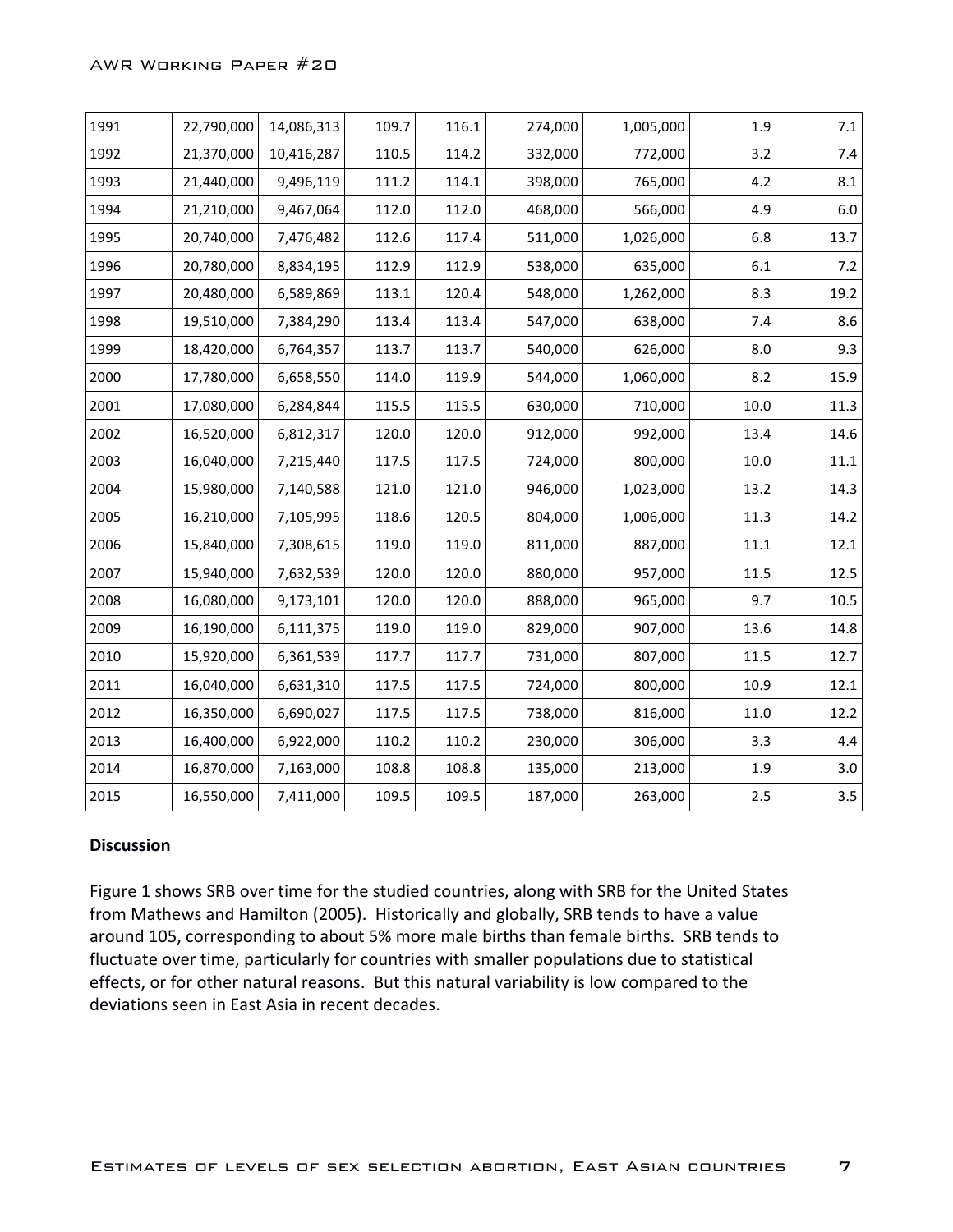| | | | | | | | | |
|---|---|---|---|---|---|---|---|---|
| 1991 | 22,790,000 | 14,086,313 | 109.7 | 116.1 | 274,000 | 1,005,000 | 1.9 | 7.1 |
| 1992 | 21,370,000 | 10,416,287 | 110.5 | 114.2 | 332,000 | 772,000 | 3.2 | 7.4 |
| 1993 | 21,440,000 | 9,496,119 | 111.2 | 114.1 | 398,000 | 765,000 | 4.2 | 8.1 |
| 1994 | 21,210,000 | 9,467,064 | 112.0 | 112.0 | 468,000 | 566,000 | 4.9 | 6.0 |
| 1995 | 20,740,000 | 7,476,482 | 112.6 | 117.4 | 511,000 | 1,026,000 | 6.8 | 13.7 |
| 1996 | 20,780,000 | 8,834,195 | 112.9 | 112.9 | 538,000 | 635,000 | 6.1 | 7.2 |
| 1997 | 20,480,000 | 6,589,869 | 113.1 | 120.4 | 548,000 | 1,262,000 | 8.3 | 19.2 |
| 1998 | 19,510,000 | 7,384,290 | 113.4 | 113.4 | 547,000 | 638,000 | 7.4 | 8.6 |
| 1999 | 18,420,000 | 6,764,357 | 113.7 | 113.7 | 540,000 | 626,000 | 8.0 | 9.3 |
| 2000 | 17,780,000 | 6,658,550 | 114.0 | 119.9 | 544,000 | 1,060,000 | 8.2 | 15.9 |
| 2001 | 17,080,000 | 6,284,844 | 115.5 | 115.5 | 630,000 | 710,000 | 10.0 | 11.3 |
| 2002 | 16,520,000 | 6,812,317 | 120.0 | 120.0 | 912,000 | 992,000 | 13.4 | 14.6 |
| 2003 | 16,040,000 | 7,215,440 | 117.5 | 117.5 | 724,000 | 800,000 | 10.0 | 11.1 |
| 2004 | 15,980,000 | 7,140,588 | 121.0 | 121.0 | 946,000 | 1,023,000 | 13.2 | 14.3 |
| 2005 | 16,210,000 | 7,105,995 | 118.6 | 120.5 | 804,000 | 1,006,000 | 11.3 | 14.2 |
| 2006 | 15,840,000 | 7,308,615 | 119.0 | 119.0 | 811,000 | 887,000 | 11.1 | 12.1 |
| 2007 | 15,940,000 | 7,632,539 | 120.0 | 120.0 | 880,000 | 957,000 | 11.5 | 12.5 |
| 2008 | 16,080,000 | 9,173,101 | 120.0 | 120.0 | 888,000 | 965,000 | 9.7 | 10.5 |
| 2009 | 16,190,000 | 6,111,375 | 119.0 | 119.0 | 829,000 | 907,000 | 13.6 | 14.8 |
| 2010 | 15,920,000 | 6,361,539 | 117.7 | 117.7 | 731,000 | 807,000 | 11.5 | 12.7 |
| 2011 | 16,040,000 | 6,631,310 | 117.5 | 117.5 | 724,000 | 800,000 | 10.9 | 12.1 |
| 2012 | 16,350,000 | 6,690,027 | 117.5 | 117.5 | 738,000 | 816,000 | 11.0 | 12.2 |
| 2013 | 16,400,000 | 6,922,000 | 110.2 | 110.2 | 230,000 | 306,000 | 3.3 | 4.4 |
| 2014 | 16,870,000 | 7,163,000 | 108.8 | 108.8 | 135,000 | 213,000 | 1.9 | 3.0 |
| 2015 | 16,550,000 | 7,411,000 | 109.5 | 109.5 | 187,000 | 263,000 | 2.5 | 3.5 |

**Discussion**

Figure 1 shows SRB over time for the studied countries, along with SRB for the United States from Mathews and Hamilton (2005). Historically and globally, SRB tends to have a value around 105, corresponding to about 5% more male births than female births. SRB tends to fluctuate over time, particularly for countries with smaller populations due to statistical effects, or for other natural reasons. But this natural variability is low compared to the deviations seen in East Asia in recent decades.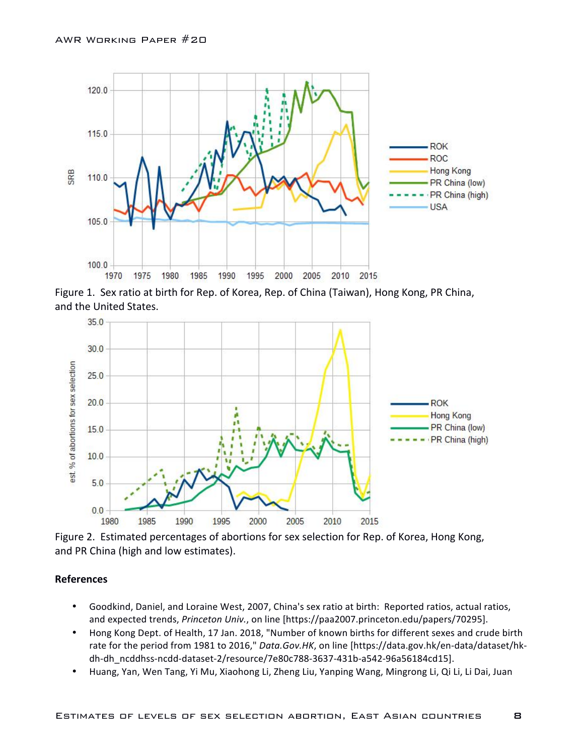Figure 1. Sex ratio at birth for Rep. of Korea, Rep. of China (Taiwan), Hong Kong, PR China, and the United States.

Figure 2. Estimated percentages of abortions for sex selection for Rep. of Korea, Hong Kong, and PR China (high and low estimates).

**References**

- Goodkind, Daniel, and Loraine West, 2007, China's sex ratio at birth: Reported ratios, actual ratios, and expected trends, *Princeton Univ.*, on line [https://paa2007.princeton.edu/papers/70295].
- Hong Kong Dept. of Health, 17 Jan. 2018, "Number of known births for different sexes and crude birth rate for the period from 1981 to 2016," *Data.Gov.HK*, on line [https://data.gov.hk/en-data/dataset/hk-dh-dh_ncddhss-ncdd-dataset-2/resource/7e80c788-3637-431b-a542-96a56184cd15].
- Huang, Yan, Wen Tang, Yi Mu, Xiaohong Li, Zheng Liu, Yanping Wang, Mingrong Li, Qi Li, Li Dai, Juan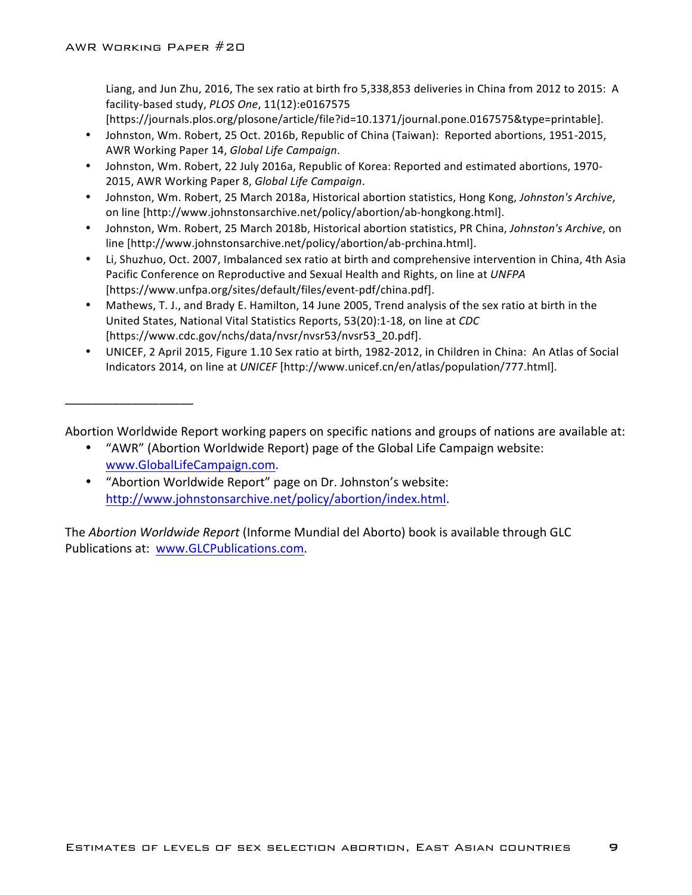Liang, and Jun Zhu, 2016, The sex ratio at birth fro 5,338,853 deliveries in China from 2012 to 2015: A facility-based study, *PLOS One*, 11(12):e0167575 [https://journals.plos.org/plosone/article/file?id=10.1371/journal.pone.0167575&type=printable].

- Johnston, Wm. Robert, 25 Oct. 2016b, Republic of China (Taiwan): Reported abortions, 1951-2015, AWR Working Paper 14, *Global Life Campaign*.
- Johnston, Wm. Robert, 22 July 2016a, Republic of Korea: Reported and estimated abortions, 1970-2015, AWR Working Paper 8, *Global Life Campaign*.
- Johnston, Wm. Robert, 25 March 2018a, Historical abortion statistics, Hong Kong, *Johnston's Archive*, on line [http://www.johnstonsarchive.net/policy/abortion/ab-hongkong.html].
- Johnston, Wm. Robert, 25 March 2018b, Historical abortion statistics, PR China, *Johnston's Archive*, on line [http://www.johnstonsarchive.net/policy/abortion/ab-prchina.html].
- Li, Shuzhuo, Oct. 2007, Imbalanced sex ratio at birth and comprehensive intervention in China, 4th Asia Pacific Conference on Reproductive and Sexual Health and Rights, on line at *UNFPA* [https://www.unfpa.org/sites/default/files/event-pdf/china.pdf].
- Mathews, T. J., and Brady E. Hamilton, 14 June 2005, Trend analysis of the sex ratio at birth in the United States, National Vital Statistics Reports, 53(20):1-18, on line at *CDC* [https://www.cdc.gov/nchs/data/nvsr/nvsr53/nvsr53_20.pdf].
- UNICEF, 2 April 2015, Figure 1.10 Sex ratio at birth, 1982-2012, in Children in China: An Atlas of Social Indicators 2014, on line at *UNICEF* [http://www.unicef.cn/en/atlas/population/777.html].

___________________

Abortion Worldwide Report working papers on specific nations and groups of nations are available at:

- "AWR" (Abortion Worldwide Report) page of the Global Life Campaign website: www.GlobalLifeCampaign.com.
- "Abortion Worldwide Report" page on Dr. Johnston's website: http://www.johnstonsarchive.net/policy/abortion/index.html.

The *Abortion Worldwide Report* (Informe Mundial del Aborto) book is available through GLC Publications at: www.GLCPublications.com.